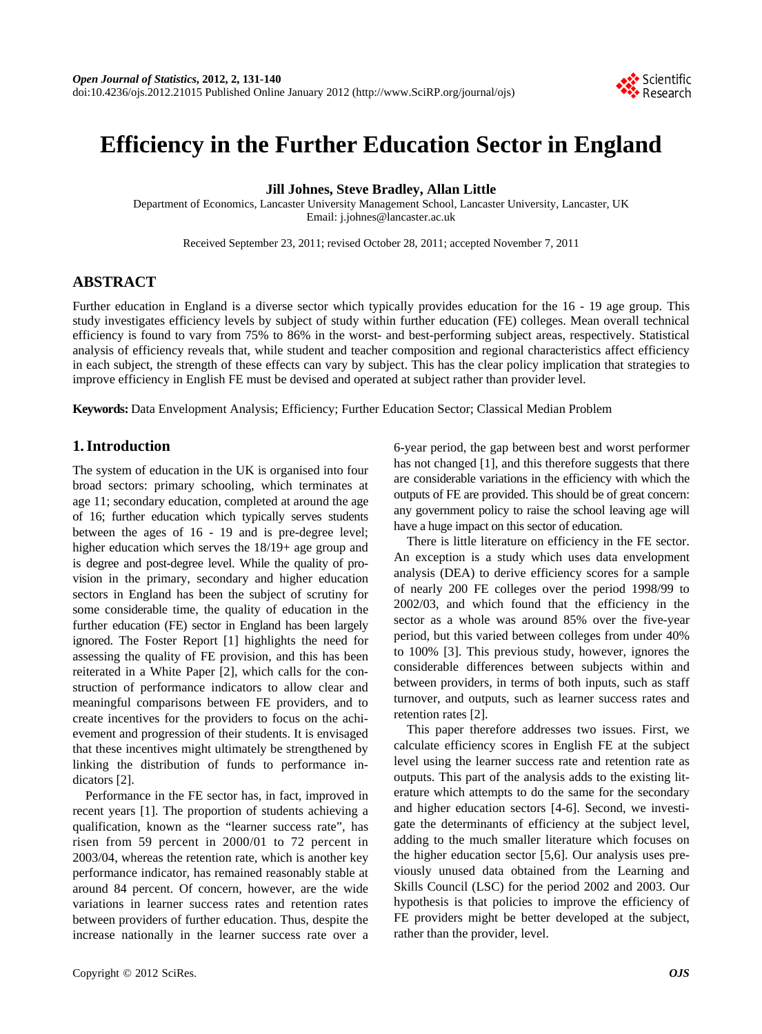# Efficiency in the Further Education Sector in England

**Jill Johnes, Steve Bradley, Allan Little**

Department of Economics, Lancaster University Management School, Lancaster University, Lancaster, UK
Email: j.johnes@lancaster.ac.uk

Received September 23, 2011; revised October 28, 2011; accepted November 7, 2011

## ABSTRACT

Further education in England is a diverse sector which typically provides education for the 16 - 19 age group. This study investigates efficiency levels by subject of study within further education (FE) colleges. Mean overall technical efficiency is found to vary from 75% to 86% in the worst- and best-performing subject areas, respectively. Statistical analysis of efficiency reveals that, while student and teacher composition and regional characteristics affect efficiency in each subject, the strength of these effects can vary by subject. This has the clear policy implication that strategies to improve efficiency in English FE must be devised and operated at subject rather than provider level.

**Keywords:** Data Envelopment Analysis; Efficiency; Further Education Sector; Classical Median Problem

## 1. Introduction

The system of education in the UK is organised into four broad sectors: primary schooling, which terminates at age 11; secondary education, completed at around the age of 16; further education which typically serves students between the ages of 16 - 19 and is pre-degree level; higher education which serves the 18/19+ age group and is degree and post-degree level. While the quality of provision in the primary, secondary and higher education sectors in England has been the subject of scrutiny for some considerable time, the quality of education in the further education (FE) sector in England has been largely ignored. The Foster Report [1] highlights the need for assessing the quality of FE provision, and this has been reiterated in a White Paper [2], which calls for the construction of performance indicators to allow clear and meaningful comparisons between FE providers, and to create incentives for the providers to focus on the achievement and progression of their students. It is envisaged that these incentives might ultimately be strengthened by linking the distribution of funds to performance indicators [2].

Performance in the FE sector has, in fact, improved in recent years [1]. The proportion of students achieving a qualification, known as the "learner success rate", has risen from 59 percent in 2000/01 to 72 percent in 2003/04, whereas the retention rate, which is another key performance indicator, has remained reasonably stable at around 84 percent. Of concern, however, are the wide variations in learner success rates and retention rates between providers of further education. Thus, despite the increase nationally in the learner success rate over a 6-year period, the gap between best and worst performer has not changed [1], and this therefore suggests that there are considerable variations in the efficiency with which the outputs of FE are provided. This should be of great concern: any government policy to raise the school leaving age will have a huge impact on this sector of education.

There is little literature on efficiency in the FE sector. An exception is a study which uses data envelopment analysis (DEA) to derive efficiency scores for a sample of nearly 200 FE colleges over the period 1998/99 to 2002/03, and which found that the efficiency in the sector as a whole was around 85% over the five-year period, but this varied between colleges from under 40% to 100% [3]. This previous study, however, ignores the considerable differences between subjects within and between providers, in terms of both inputs, such as staff turnover, and outputs, such as learner success rates and retention rates [2].

This paper therefore addresses two issues. First, we calculate efficiency scores in English FE at the subject level using the learner success rate and retention rate as outputs. This part of the analysis adds to the existing literature which attempts to do the same for the secondary and higher education sectors [4-6]. Second, we investigate the determinants of efficiency at the subject level, adding to the much smaller literature which focuses on the higher education sector [5,6]. Our analysis uses previously unused data obtained from the Learning and Skills Council (LSC) for the period 2002 and 2003. Our hypothesis is that policies to improve the efficiency of FE providers might be better developed at the subject, rather than the provider, level.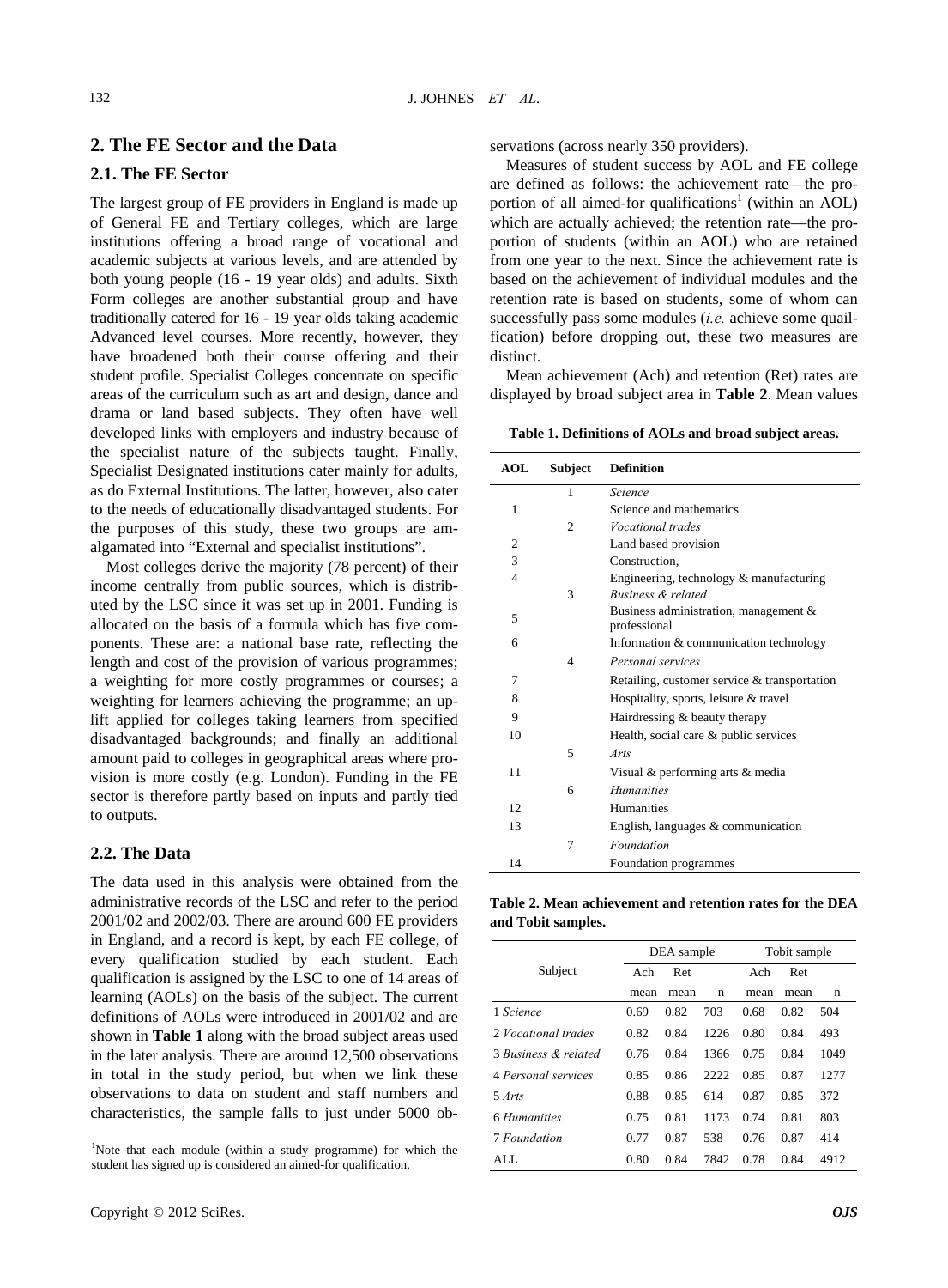## 2. The FE Sector and the Data

### 2.1. The FE Sector

The largest group of FE providers in England is made up of General FE and Tertiary colleges, which are large institutions offering a broad range of vocational and academic subjects at various levels, and are attended by both young people (16 - 19 year olds) and adults. Sixth Form colleges are another substantial group and have traditionally catered for 16 - 19 year olds taking academic Advanced level courses. More recently, however, they have broadened both their course offering and their student profile. Specialist Colleges concentrate on specific areas of the curriculum such as art and design, dance and drama or land based subjects. They often have well developed links with employers and industry because of the specialist nature of the subjects taught. Finally, Specialist Designated institutions cater mainly for adults, as do External Institutions. The latter, however, also cater to the needs of educationally disadvantaged students. For the purposes of this study, these two groups are amalgamated into "External and specialist institutions".

Most colleges derive the majority (78 percent) of their income centrally from public sources, which is distributed by the LSC since it was set up in 2001. Funding is allocated on the basis of a formula which has five components. These are: a national base rate, reflecting the length and cost of the provision of various programmes; a weighting for more costly programmes or courses; a weighting for learners achieving the programme; an uplift applied for colleges taking learners from specified disadvantaged backgrounds; and finally an additional amount paid to colleges in geographical areas where provision is more costly (e.g. London). Funding in the FE sector is therefore partly based on inputs and partly tied to outputs.

### 2.2. The Data

The data used in this analysis were obtained from the administrative records of the LSC and refer to the period 2001/02 and 2002/03. There are around 600 FE providers in England, and a record is kept, by each FE college, of every qualification studied by each student. Each qualification is assigned by the LSC to one of 14 areas of learning (AOLs) on the basis of the subject. The current definitions of AOLs were introduced in 2001/02 and are shown in **Table 1** along with the broad subject areas used in the later analysis. There are around 12,500 observations in total in the study period, but when we link these observations to data on student and staff numbers and characteristics, the sample falls to just under 5000 observations (across nearly 350 providers).

Measures of student success by AOL and FE college are defined as follows: the achievement rate—the proportion of all aimed-for qualifications[1] (within an AOL) which are actually achieved; the retention rate—the proportion of students (within an AOL) who are retained from one year to the next. Since the achievement rate is based on the achievement of individual modules and the retention rate is based on students, some of whom can successfully pass some modules (*i.e.* achieve some qualification) before dropping out, these two measures are distinct.

Mean achievement (Ach) and retention (Ret) rates are displayed by broad subject area in **Table 2**. Mean values

[1]Note that each module (within a study programme) for which the student has signed up is considered an aimed-for qualification.

**Table 1. Definitions of AOLs and broad subject areas.**

| AOL | Subject | Definition |
|---|---|---|
| | 1 | *Science* |
| 1 | | Science and mathematics |
| | 2 | *Vocational trades* |
| 2 | | Land based provision |
| 3 | | Construction, |
| 4 | | Engineering, technology & manufacturing |
| | 3 | *Business & related* |
| 5 | | Business administration, management & professional |
| 6 | | Information & communication technology |
| | 4 | *Personal services* |
| 7 | | Retailing, customer service & transportation |
| 8 | | Hospitality, sports, leisure & travel |
| 9 | | Hairdressing & beauty therapy |
| 10 | | Health, social care & public services |
| | 5 | *Arts* |
| 11 | | Visual & performing arts & media |
| | 6 | *Humanities* |
| 12 | | Humanities |
| 13 | | English, languages & communication |
| | 7 | *Foundation* |
| 14 | | Foundation programmes |

**Table 2. Mean achievement and retention rates for the DEA and Tobit samples.**

| Subject | DEA sample | | | Tobit sample | | |
|---|---|---|---|---|---|---|
| | Ach mean | Ret mean | n | Ach mean | Ret mean | n |
| 1 *Science* | 0.69 | 0.82 | 703 | 0.68 | 0.82 | 504 |
| 2 *Vocational trades* | 0.82 | 0.84 | 1226 | 0.80 | 0.84 | 493 |
| 3 *Business & related* | 0.76 | 0.84 | 1366 | 0.75 | 0.84 | 1049 |
| 4 *Personal services* | 0.85 | 0.86 | 2222 | 0.85 | 0.87 | 1277 |
| 5 *Arts* | 0.88 | 0.85 | 614 | 0.87 | 0.85 | 372 |
| 6 *Humanities* | 0.75 | 0.81 | 1173 | 0.74 | 0.81 | 803 |
| 7 *Foundation* | 0.77 | 0.87 | 538 | 0.76 | 0.87 | 414 |
| ALL | 0.80 | 0.84 | 7842 | 0.78 | 0.84 | 4912 |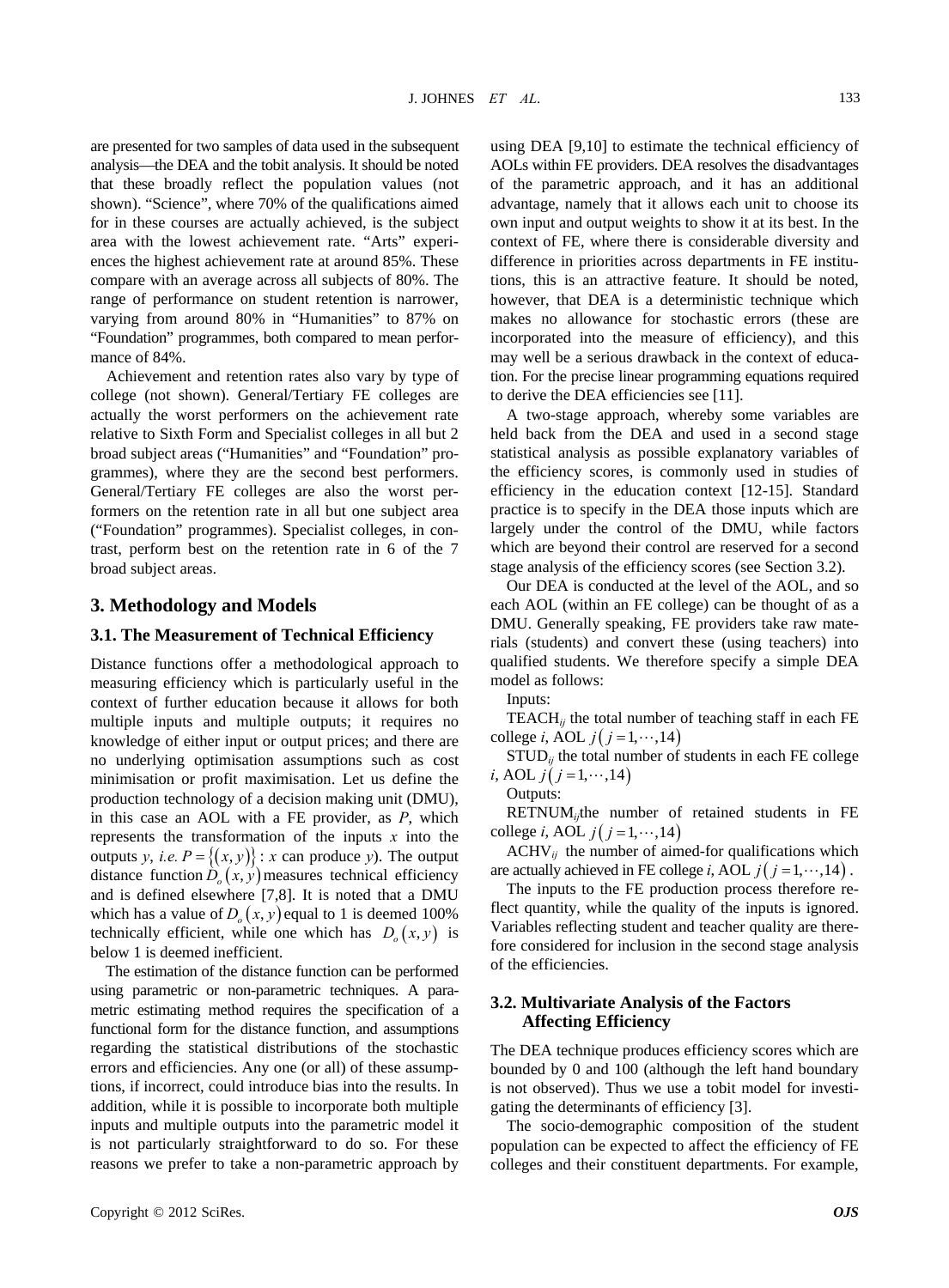are presented for two samples of data used in the subsequent analysis—the DEA and the tobit analysis. It should be noted that these broadly reflect the population values (not shown). "Science", where 70% of the qualifications aimed for in these courses are actually achieved, is the subject area with the lowest achievement rate. "Arts" experiences the highest achievement rate at around 85%. These compare with an average across all subjects of 80%. The range of performance on student retention is narrower, varying from around 80% in "Humanities" to 87% on "Foundation" programmes, both compared to mean performance of 84%.

Achievement and retention rates also vary by type of college (not shown). General/Tertiary FE colleges are actually the worst performers on the achievement rate relative to Sixth Form and Specialist colleges in all but 2 broad subject areas ("Humanities" and "Foundation" programmes), where they are the second best performers. General/Tertiary FE colleges are also the worst performers on the retention rate in all but one subject area ("Foundation" programmes). Specialist colleges, in contrast, perform best on the retention rate in 6 of the 7 broad subject areas.

## 3. Methodology and Models

### 3.1. The Measurement of Technical Efficiency

Distance functions offer a methodological approach to measuring efficiency which is particularly useful in the context of further education because it allows for both multiple inputs and multiple outputs; it requires no knowledge of either input or output prices; and there are no underlying optimisation assumptions such as cost minimisation or profit maximisation. Let us define the production technology of a decision making unit (DMU), in this case an AOL with a FE provider, as $P$, which represents the transformation of the inputs $x$ into the outputs $y$, *i.e.* $P = \{(x, y)\}$ : $x$ can produce $y$). The output distance function $D_o(x, y)$ measures technical efficiency and is defined elsewhere [7,8]. It is noted that a DMU which has a value of $D_o(x, y)$ equal to 1 is deemed 100% technically efficient, while one which has $D_o(x, y)$ is below 1 is deemed inefficient.

The estimation of the distance function can be performed using parametric or non-parametric techniques. A parametric estimating method requires the specification of a functional form for the distance function, and assumptions regarding the statistical distributions of the stochastic errors and efficiencies. Any one (or all) of these assumptions, if incorrect, could introduce bias into the results. In addition, while it is possible to incorporate both multiple inputs and multiple outputs into the parametric model it is not particularly straightforward to do so. For these reasons we prefer to take a non-parametric approach by using DEA [9,10] to estimate the technical efficiency of AOLs within FE providers. DEA resolves the disadvantages of the parametric approach, and it has an additional advantage, namely that it allows each unit to choose its own input and output weights to show it at its best. In the context of FE, where there is considerable diversity and difference in priorities across departments in FE institutions, this is an attractive feature. It should be noted, however, that DEA is a deterministic technique which makes no allowance for stochastic errors (these are incorporated into the measure of efficiency), and this may well be a serious drawback in the context of education. For the precise linear programming equations required to derive the DEA efficiencies see [11].

A two-stage approach, whereby some variables are held back from the DEA and used in a second stage statistical analysis as possible explanatory variables of the efficiency scores, is commonly used in studies of efficiency in the education context [12-15]. Standard practice is to specify in the DEA those inputs which are largely under the control of the DMU, while factors which are beyond their control are reserved for a second stage analysis of the efficiency scores (see Section 3.2).

Our DEA is conducted at the level of the AOL, and so each AOL (within an FE college) can be thought of as a DMU. Generally speaking, FE providers take raw materials (students) and convert these (using teachers) into qualified students. We therefore specify a simple DEA model as follows:

Inputs:

$\text{TEACH}_{ij}$ the total number of teaching staff in each FE college $i$, AOL $j\ (j = 1, \cdots, 14)$

$\text{STUD}_{ij}$ the total number of students in each FE college $i$, AOL $j\ (j = 1, \cdots, 14)$

Outputs:

$\text{RETNUM}_{ij}$ the number of retained students in FE college $i$, AOL $j\ (j = 1, \cdots, 14)$

$\text{ACHV}_{ij}$ the number of aimed-for qualifications which are actually achieved in FE college $i$, AOL $j\ (j = 1, \cdots, 14)$.

The inputs to the FE production process therefore reflect quantity, while the quality of the inputs is ignored. Variables reflecting student and teacher quality are therefore considered for inclusion in the second stage analysis of the efficiencies.

### 3.2. Multivariate Analysis of the Factors Affecting Efficiency

The DEA technique produces efficiency scores which are bounded by 0 and 100 (although the left hand boundary is not observed). Thus we use a tobit model for investigating the determinants of efficiency [3].

The socio-demographic composition of the student population can be expected to affect the efficiency of FE colleges and their constituent departments. For example,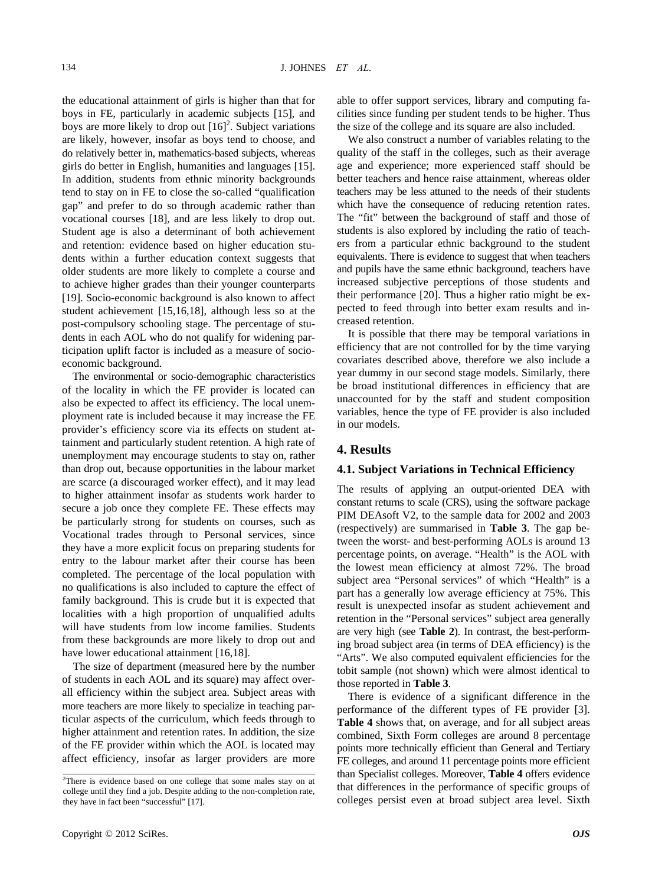the educational attainment of girls is higher than that for boys in FE, particularly in academic subjects [15], and boys are more likely to drop out [16][2]. Subject variations are likely, however, insofar as boys tend to choose, and do relatively better in, mathematics-based subjects, whereas girls do better in English, humanities and languages [15]. In addition, students from ethnic minority backgrounds tend to stay on in FE to close the so-called "qualification gap" and prefer to do so through academic rather than vocational courses [18], and are less likely to drop out. Student age is also a determinant of both achievement and retention: evidence based on higher education students within a further education context suggests that older students are more likely to complete a course and to achieve higher grades than their younger counterparts [19]. Socio-economic background is also known to affect student achievement [15,16,18], although less so at the post-compulsory schooling stage. The percentage of students in each AOL who do not qualify for widening participation uplift factor is included as a measure of socio-economic background.

The environmental or socio-demographic characteristics of the locality in which the FE provider is located can also be expected to affect its efficiency. The local unemployment rate is included because it may increase the FE provider's efficiency score via its effects on student attainment and particularly student retention. A high rate of unemployment may encourage students to stay on, rather than drop out, because opportunities in the labour market are scarce (a discouraged worker effect), and it may lead to higher attainment insofar as students work harder to secure a job once they complete FE. These effects may be particularly strong for students on courses, such as Vocational trades through to Personal services, since they have a more explicit focus on preparing students for entry to the labour market after their course has been completed. The percentage of the local population with no qualifications is also included to capture the effect of family background. This is crude but it is expected that localities with a high proportion of unqualified adults will have students from low income families. Students from these backgrounds are more likely to drop out and have lower educational attainment [16,18].

The size of department (measured here by the number of students in each AOL and its square) may affect overall efficiency within the subject area. Subject areas with more teachers are more likely to specialize in teaching particular aspects of the curriculum, which feeds through to higher attainment and retention rates. In addition, the size of the FE provider within which the AOL is located may affect efficiency, insofar as larger providers are more able to offer support services, library and computing facilities since funding per student tends to be higher. Thus the size of the college and its square are also included.

We also construct a number of variables relating to the quality of the staff in the colleges, such as their average age and experience; more experienced staff should be better teachers and hence raise attainment, whereas older teachers may be less attuned to the needs of their students which have the consequence of reducing retention rates. The "fit" between the background of staff and those of students is also explored by including the ratio of teachers from a particular ethnic background to the student equivalents. There is evidence to suggest that when teachers and pupils have the same ethnic background, teachers have increased subjective perceptions of those students and their performance [20]. Thus a higher ratio might be expected to feed through into better exam results and increased retention.

It is possible that there may be temporal variations in efficiency that are not controlled for by the time varying covariates described above, therefore we also include a year dummy in our second stage models. Similarly, there be broad institutional differences in efficiency that are unaccounted for by the staff and student composition variables, hence the type of FE provider is also included in our models.

## 4. Results

### 4.1. Subject Variations in Technical Efficiency

The results of applying an output-oriented DEA with constant returns to scale (CRS), using the software package PIM DEAsoft V2, to the sample data for 2002 and 2003 (respectively) are summarised in **Table 3**. The gap between the worst- and best-performing AOLs is around 13 percentage points, on average. "Health" is the AOL with the lowest mean efficiency at almost 72%. The broad subject area "Personal services" of which "Health" is a part has a generally low average efficiency at 75%. This result is unexpected insofar as student achievement and retention in the "Personal services" subject area generally are very high (see **Table 2**). In contrast, the best-performing broad subject area (in terms of DEA efficiency) is the "Arts". We also computed equivalent efficiencies for the tobit sample (not shown) which were almost identical to those reported in **Table 3**.

There is evidence of a significant difference in the performance of the different types of FE provider [3]. **Table 4** shows that, on average, and for all subject areas combined, Sixth Form colleges are around 8 percentage points more technically efficient than General and Tertiary FE colleges, and around 11 percentage points more efficient than Specialist colleges. Moreover, **Table 4** offers evidence that differences in the performance of specific groups of colleges persist even at broad subject area level. Sixth

[2]There is evidence based on one college that some males stay on at college until they find a job. Despite adding to the non-completion rate, they have in fact been "successful" [17].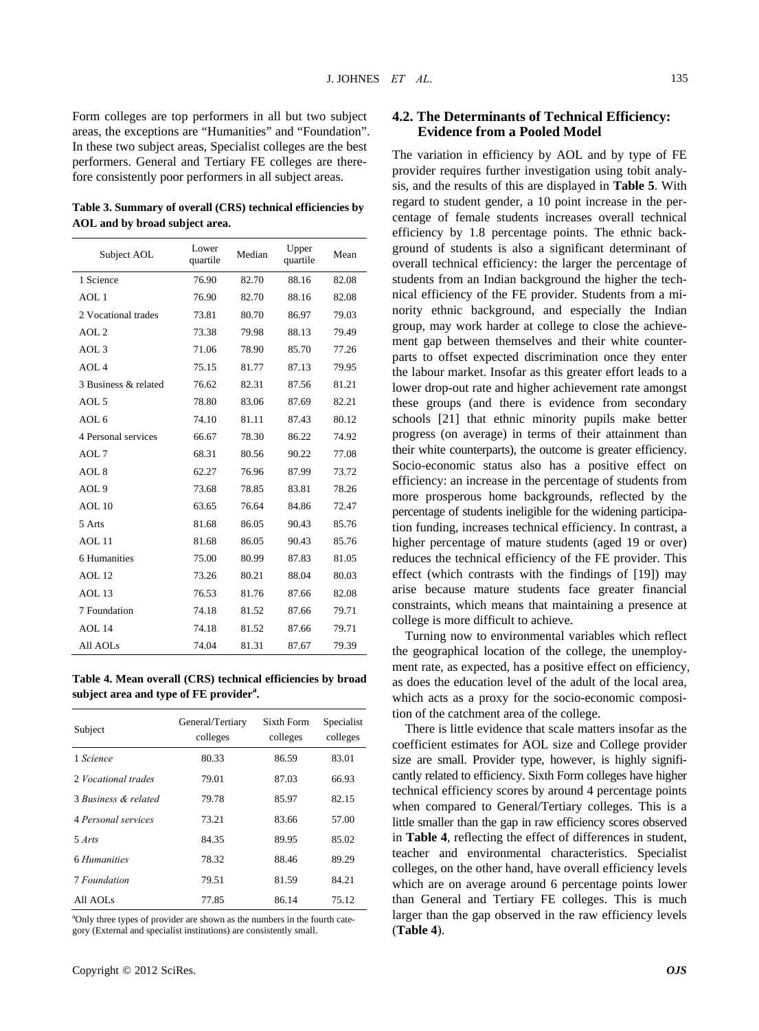Form colleges are top performers in all but two subject areas, the exceptions are "Humanities" and "Foundation". In these two subject areas, Specialist colleges are the best performers. General and Tertiary FE colleges are therefore consistently poor performers in all subject areas.

**Table 3. Summary of overall (CRS) technical efficiencies by AOL and by broad subject area.**

| Subject AOL | Lower quartile | Median | Upper quartile | Mean |
|---|---|---|---|---|
| 1 Science | 76.90 | 82.70 | 88.16 | 82.08 |
| AOL 1 | 76.90 | 82.70 | 88.16 | 82.08 |
| 2 Vocational trades | 73.81 | 80.70 | 86.97 | 79.03 |
| AOL 2 | 73.38 | 79.98 | 88.13 | 79.49 |
| AOL 3 | 71.06 | 78.90 | 85.70 | 77.26 |
| AOL 4 | 75.15 | 81.77 | 87.13 | 79.95 |
| 3 Business & related | 76.62 | 82.31 | 87.56 | 81.21 |
| AOL 5 | 78.80 | 83.06 | 87.69 | 82.21 |
| AOL 6 | 74.10 | 81.11 | 87.43 | 80.12 |
| 4 Personal services | 66.67 | 78.30 | 86.22 | 74.92 |
| AOL 7 | 68.31 | 80.56 | 90.22 | 77.08 |
| AOL 8 | 62.27 | 76.96 | 87.99 | 73.72 |
| AOL 9 | 73.68 | 78.85 | 83.81 | 78.26 |
| AOL 10 | 63.65 | 76.64 | 84.86 | 72.47 |
| 5 Arts | 81.68 | 86.05 | 90.43 | 85.76 |
| AOL 11 | 81.68 | 86.05 | 90.43 | 85.76 |
| 6 Humanities | 75.00 | 80.99 | 87.83 | 81.05 |
| AOL 12 | 73.26 | 80.21 | 88.04 | 80.03 |
| AOL 13 | 76.53 | 81.76 | 87.66 | 82.08 |
| 7 Foundation | 74.18 | 81.52 | 87.66 | 79.71 |
| AOL 14 | 74.18 | 81.52 | 87.66 | 79.71 |
| All AOLs | 74.04 | 81.31 | 87.67 | 79.39 |

**Table 4. Mean overall (CRS) technical efficiencies by broad subject area and type of FE provider[a].**

| Subject | General/Tertiary colleges | Sixth Form colleges | Specialist colleges |
|---|---|---|---|
| 1 *Science* | 80.33 | 86.59 | 83.01 |
| 2 *Vocational trades* | 79.01 | 87.03 | 66.93 |
| 3 *Business & related* | 79.78 | 85.97 | 82.15 |
| 4 *Personal services* | 73.21 | 83.66 | 57.00 |
| 5 *Arts* | 84.35 | 89.95 | 85.02 |
| 6 *Humanities* | 78.32 | 88.46 | 89.29 |
| 7 *Foundation* | 79.51 | 81.59 | 84.21 |
| All AOLs | 77.85 | 86.14 | 75.12 |

[a]Only three types of provider are shown as the numbers in the fourth category (External and specialist institutions) are consistently small.

## 4.2. The Determinants of Technical Efficiency: Evidence from a Pooled Model

The variation in efficiency by AOL and by type of FE provider requires further investigation using tobit analysis, and the results of this are displayed in **Table 5**. With regard to student gender, a 10 point increase in the percentage of female students increases overall technical efficiency by 1.8 percentage points. The ethnic background of students is also a significant determinant of overall technical efficiency: the larger the percentage of students from an Indian background the higher the technical efficiency of the FE provider. Students from a minority ethnic background, and especially the Indian group, may work harder at college to close the achievement gap between themselves and their white counterparts to offset expected discrimination once they enter the labour market. Insofar as this greater effort leads to a lower drop-out rate and higher achievement rate amongst these groups (and there is evidence from secondary schools [21] that ethnic minority pupils make better progress (on average) in terms of their attainment than their white counterparts), the outcome is greater efficiency. Socio-economic status also has a positive effect on efficiency: an increase in the percentage of students from more prosperous home backgrounds, reflected by the percentage of students ineligible for the widening participation funding, increases technical efficiency. In contrast, a higher percentage of mature students (aged 19 or over) reduces the technical efficiency of the FE provider. This effect (which contrasts with the findings of [19]) may arise because mature students face greater financial constraints, which means that maintaining a presence at college is more difficult to achieve.

Turning now to environmental variables which reflect the geographical location of the college, the unemployment rate, as expected, has a positive effect on efficiency, as does the education level of the adult of the local area, which acts as a proxy for the socio-economic composition of the catchment area of the college.

There is little evidence that scale matters insofar as the coefficient estimates for AOL size and College provider size are small. Provider type, however, is highly significantly related to efficiency. Sixth Form colleges have higher technical efficiency scores by around 4 percentage points when compared to General/Tertiary colleges. This is a little smaller than the gap in raw efficiency scores observed in **Table 4**, reflecting the effect of differences in student, teacher and environmental characteristics. Specialist colleges, on the other hand, have overall efficiency levels which are on average around 6 percentage points lower than General and Tertiary FE colleges. This is much larger than the gap observed in the raw efficiency levels (**Table 4**).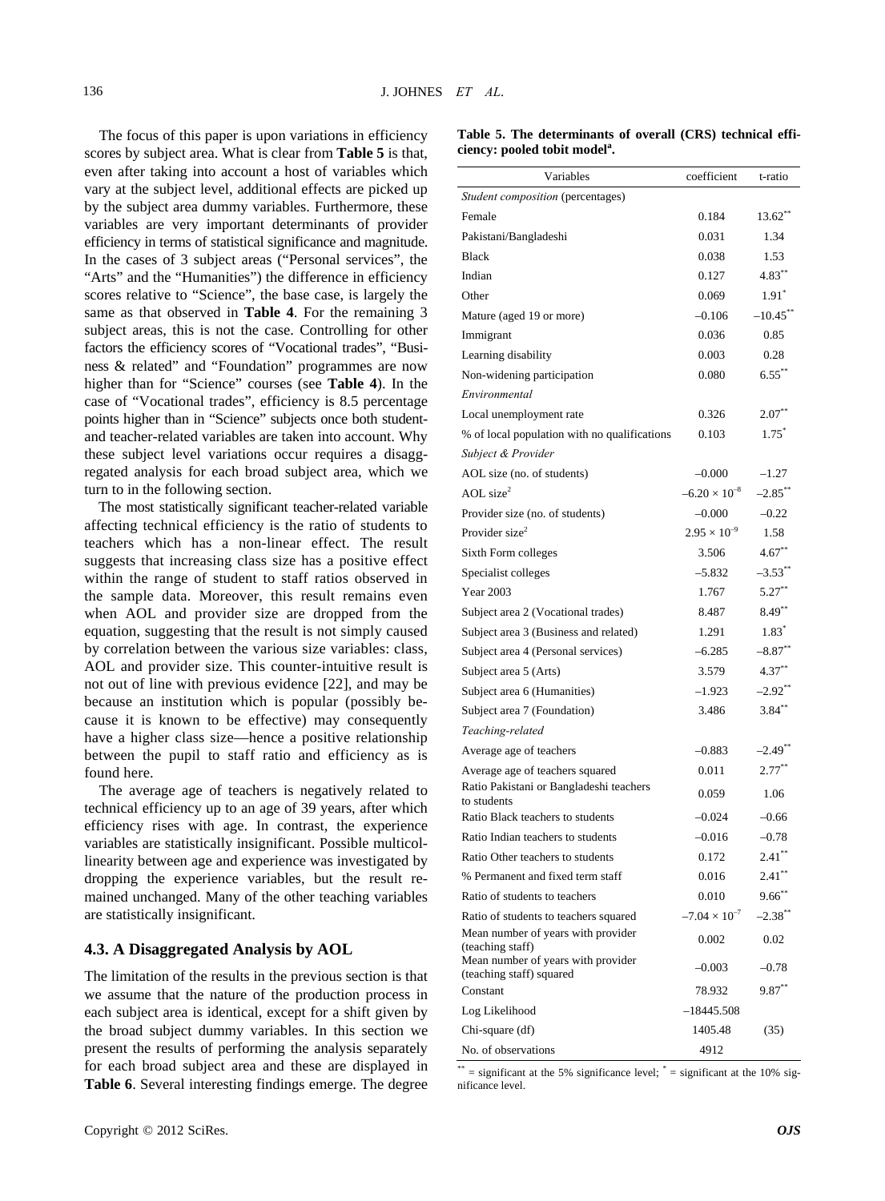The focus of this paper is upon variations in efficiency scores by subject area. What is clear from **Table 5** is that, even after taking into account a host of variables which vary at the subject level, additional effects are picked up by the subject area dummy variables. Furthermore, these variables are very important determinants of provider efficiency in terms of statistical significance and magnitude. In the cases of 3 subject areas ("Personal services", the "Arts" and the "Humanities") the difference in efficiency scores relative to "Science", the base case, is largely the same as that observed in **Table 4**. For the remaining 3 subject areas, this is not the case. Controlling for other factors the efficiency scores of "Vocational trades", "Business & related" and "Foundation" programmes are now higher than for "Science" courses (see **Table 4**). In the case of "Vocational trades", efficiency is 8.5 percentage points higher than in "Science" subjects once both student- and teacher-related variables are taken into account. Why these subject level variations occur requires a disaggregated analysis for each broad subject area, which we turn to in the following section.

The most statistically significant teacher-related variable affecting technical efficiency is the ratio of students to teachers which has a non-linear effect. The result suggests that increasing class size has a positive effect within the range of student to staff ratios observed in the sample data. Moreover, this result remains even when AOL and provider size are dropped from the equation, suggesting that the result is not simply caused by correlation between the various size variables: class, AOL and provider size. This counter-intuitive result is not out of line with previous evidence [22], and may be because an institution which is popular (possibly because it is known to be effective) may consequently have a higher class size—hence a positive relationship between the pupil to staff ratio and efficiency as is found here.

The average age of teachers is negatively related to technical efficiency up to an age of 39 years, after which efficiency rises with age. In contrast, the experience variables are statistically insignificant. Possible multicollinearity between age and experience was investigated by dropping the experience variables, but the result remained unchanged. Many of the other teaching variables are statistically insignificant.

**Table 5. The determinants of overall (CRS) technical efficiency: pooled tobit model[a].**

| Variables | coefficient | t-ratio |
|---|---|---|
| *Student composition* (percentages) | | |
| Female | 0.184 | 13.62** |
| Pakistani/Bangladeshi | 0.031 | 1.34 |
| Black | 0.038 | 1.53 |
| Indian | 0.127 | 4.83** |
| Other | 0.069 | 1.91* |
| Mature (aged 19 or more) | –0.106 | –10.45** |
| Immigrant | 0.036 | 0.85 |
| Learning disability | 0.003 | 0.28 |
| Non-widening participation | 0.080 | 6.55** |
| *Environmental* | | |
| Local unemployment rate | 0.326 | 2.07** |
| % of local population with no qualifications | 0.103 | 1.75* |
| *Subject & Provider* | | |
| AOL size (no. of students) | –0.000 | –1.27 |
| AOL size$^2$ | $-6.20 \times 10^{-8}$ | –2.85** |
| Provider size (no. of students) | –0.000 | –0.22 |
| Provider size$^2$ | $2.95 \times 10^{-9}$ | 1.58 |
| Sixth Form colleges | 3.506 | 4.67** |
| Specialist colleges | –5.832 | –3.53** |
| Year 2003 | 1.767 | 5.27** |
| Subject area 2 (Vocational trades) | 8.487 | 8.49** |
| Subject area 3 (Business and related) | 1.291 | 1.83* |
| Subject area 4 (Personal services) | –6.285 | –8.87** |
| Subject area 5 (Arts) | 3.579 | 4.37** |
| Subject area 6 (Humanities) | –1.923 | –2.92** |
| Subject area 7 (Foundation) | 3.486 | 3.84** |
| *Teaching-related* | | |
| Average age of teachers | –0.883 | –2.49** |
| Average age of teachers squared | 0.011 | 2.77** |
| Ratio Pakistani or Bangladeshi teachers to students | 0.059 | 1.06 |
| Ratio Black teachers to students | –0.024 | –0.66 |
| Ratio Indian teachers to students | –0.016 | –0.78 |
| Ratio Other teachers to students | 0.172 | 2.41** |
| % Permanent and fixed term staff | 0.016 | 2.41** |
| Ratio of students to teachers | 0.010 | 9.66** |
| Ratio of students to teachers squared | $-7.04 \times 10^{-7}$ | –2.38** |
| Mean number of years with provider (teaching staff) | 0.002 | 0.02 |
| Mean number of years with provider (teaching staff) squared | –0.003 | –0.78 |
| Constant | 78.932 | 9.87** |
| Log Likelihood | –18445.508 | |
| Chi-square (df) | 1405.48 | (35) |
| No. of observations | 4912 | |

** = significant at the 5% significance level; * = significant at the 10% significance level.

### 4.3. A Disaggregated Analysis by AOL

The limitation of the results in the previous section is that we assume that the nature of the production process in each subject area is identical, except for a shift given by the broad subject dummy variables. In this section we present the results of performing the analysis separately for each broad subject area and these are displayed in **Table 6**. Several interesting findings emerge. The degree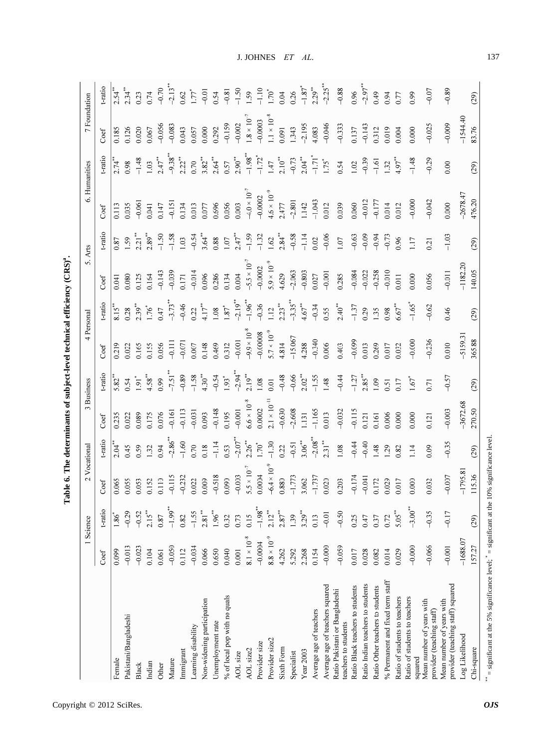**Table 6. The determinants of subject-level technical efficiency (CRS)[a].**

| | 1 Science | | 2 Vocational | | 3 Business | | 4 Personal | | 5. Arts | | 6. Humanities | | 7 Foundation | |
|---|---|---|---|---|---|---|---|---|---|---|---|---|---|---|
| | Coef | t-ratio | Coef | t-ratio | Coef | t-ratio | Coef | t-ratio | Coef | t-ratio | Coef | t-ratio | Coef | t-ratio |
| Female | 0.099 | 1.86* | 0.065 | 2.04** | 0.235 | 5.82** | 0.219 | 8.15** | 0.041 | 0.87 | 0.113 | 2.74** | 0.185 | 2.54** |
| Pakistani/Bangladeshi | −0.013 | −0.29 | 0.055 | 0.45 | 0.022 | 0.54 | 0.022 | 0.28 | 0.080 | 1.59 | 0.035 | 0.98 | 0.126 | 2.34** |
| Black | −0.023 | −0.52 | 0.053 | 0.59 | 0.089 | 1.91* | 0.165 | 2.39** | 0.125 | 2.21** | −0.061 | −1.48 | 0.020 | 0.23 |
| Indian | 0.104 | 2.15** | 0.152 | 1.32 | 0.175 | 4.58** | 0.155 | 1.76* | 0.164 | 2.89** | 0.041 | 1.03 | 0.067 | 0.74 |
| Other | 0.061 | 0.87 | 0.110 | 0.94 | 0.076 | 0.99 | 0.056 | 0.47 | −0.143 | −1.50 | 0.147 | 2.47** | −0.056 | −0.70 |
| Mature | −0.050 | −1.99** | −0.115 | −2.86** | −0.161 | −7.51** | −0.111 | −3.73** | −0.039 | −1.58 | −0.151 | −9.38** | −0.083 | −2.13** |
| Immigrant | 0.112 | 0.82 | −0.232 | −1.60 | −0.113 | −0.89 | −0.071 | −0.46 | 0.171 | 1.03 | 0.134 | 2.22** | 0.043 | 0.62 |
| Learning disability | −0.034 | −1.55 | 0.022 | 0.70 | −0.031 | −1.58 | 0.007 | 0.22 | −0.014 | −0.54 | 0.013 | 0.70 | 0.057 | 1.77* |
| Non-widening participation | 0.066 | 2.81** | 0.009 | 0.18 | 0.093 | 4.30** | 0.148 | 4.17** | 0.096 | 3.64** | 0.077 | 3.82** | 0.000 | −0.01 |
| Unemployment rate | 0.650 | 1.96** | −0.518 | −1.14 | −0.148 | −0.54 | 0.469 | 1.08 | 0.286 | 0.88 | 0.696 | 2.64** | 0.292 | 0.54 |
| % of local pop with no quals | 0.040 | 0.32 | 0.090 | 0.53 | 0.195 | 1.93* | 0.312 | 1.87* | 0.134 | 1.07 | 0.056 | 0.57 | −0.159 | −0.81 |
| AOL size | 0.001 | 0.73 | −0.003 | −2.07** | −0.001 | −2.94** | −0.001 | −2.19** | 0.004 | 2.47** | 0.003 | 2.90** | −0.002 | −1.50 |
| AOL size2 | $8.1 \times 10^{-8}$ | 0.15 | $5.5 \times 10^{-7}$ | 2.26** | $6.6 \times 10^{-8}$ | 2.19** | $-9.9 \times 10^{-8}$ | −1.96** | $-5.5 \times 10^{-7}$ | −1.59 | $-4.0 \times 10^{-7}$ | −1.98** | $1.8 \times 10^{-7}$ | 1.59 |
| Provider size | −0.0004 | −1.98** | 0.0004 | 1.70* | 0.0002 | 1.08 | −0.00008 | −0.36 | −0.0002 | −1.32 | −0.0002 | −1.72* | −0.0003 | −1.10 |
| Provider size2 | $8.8 \times 10^{-9}$ | 2.12** | $-6.4 \times 10^{-9}$ | −1.30 | $2.1 \times 10^{-11}$ | 0.01 | $5.7 \times 10^{-9}$ | 1.12 | $5.9 \times 10^{-9}$ | 1.62 | $4.6 \times 10^{-9}$ | 1.47 | $1.1 \times 10^{-8}$ | 1.70* |
| Sixth Form | 4.262 | 2.87** | 0.880 | 0.22 | −0.630 | −0.48 | 4.814 | 2.23** | 4.629 | 2.84** | 2.477 | 2.10** | 0.091 | 0.04 |
| Specialist | 5.292 | 1.39 | −1.773 | −0.51 | −2.608 | −0.66 | −15.067 | −3.35** | −2.063 | −0.58 | −2.801 | −0.73 | 1.343 | 0.26 |
| Year 2003 | 2.268 | 3.29** | 3.062 | 3.06** | 1.131 | 2.02** | 4.288 | 4.67** | −0.803 | −1.14 | 1.142 | 2.04** | −2.195 | −1.87* |
| Average age of teachers | 0.154 | 0.13 | −1.737 | −2.08** | −1.165 | −1.55 | −0.340 | −0.34 | 0.027 | 0.02 | −1.043 | −1.71* | 4.083 | 2.29** |
| Average age of teachers squared | −0.000 | −0.01 | 0.020 | 2.31** | 0.013 | 1.48 | 0.006 | 0.55 | −0.001 | −0.06 | 0.012 | 1.75* | −0.046 | −2.25** |
| Ratio Pakistani or Bangladeshi teachers to students | −0.059 | −0.50 | 0.203 | 1.08 | −0.032 | −0.44 | 0.403 | 2.40** | 0.285 | 1.07 | 0.039 | 0.54 | −0.333 | −0.88 |
| Ratio Black teachers to students | 0.017 | 0.25 | −0.174 | −0.44 | −0.115 | −1.27 | −0.099 | −1.37 | −0.084 | −0.63 | 0.060 | 1.02 | 0.137 | 0.96 |
| Ratio Indian teachers to students | 0.028 | 0.47 | −0.041 | −0.40 | 0.121 | 2.85** | 0.013 | 0.29 | −0.022 | −0.09 | −0.012 | −0.39 | −0.143 | −2.97** |
| Ratio Other teachers to students | 0.082 | 0.37 | 0.172 | 1.48 | 0.161 | 1.09 | 0.269 | 1.35 | −0.258 | −0.94 | −0.177 | −1.61 | 0.312 | 0.49 |
| % Permanent and fixed term staff | 0.014 | 0.72 | 0.029 | 1.29 | 0.006 | 0.51 | 0.017 | 0.98 | −0.010 | −0.73 | 0.014 | 1.32 | 0.019 | 0.94 |
| Ratio of students to teachers | 0.029 | 5.05** | 0.017 | 0.82 | 0.000 | 0.17 | 0.032 | 6.67** | 0.011 | 0.96 | 0.012 | 4.97** | 0.004 | 0.77 |
| Ratio of students to teachers squared | −0.000 | −3.00** | 0.000 | 1.14 | 0.000 | 1.67* | −0.000 | −1.65* | 0.000 | 1.17 | −0.000 | −1.48 | 0.000 | 0.99 |
| Mean number of years with provider (teaching staff) | −0.066 | −0.35 | 0.032 | 0.09 | 0.121 | 0.71 | −0.236 | −0.62 | 0.056 | 0.21 | −0.042 | −0.29 | −0.025 | −0.07 |
| Mean number of years with provider (teaching staff) squared | −0.001 | −0.17 | −0.007 | −0.35 | −0.003 | −0.57 | 0.010 | 0.46 | −0.011 | −1.03 | 0.000 | 0.00 | −0.009 | −0.89 |
| Log Likelihood | −1688.07 | | −1795.81 | | −3672.68 | | −5159.31 | | −1182.20 | | −2678.47 | | −1544.40 | |
| Chi-square | 157.27 | (29) | 115.36 | (29) | 270.50 | (29) | 365.88 | (29) | 140.05 | (29) | 476.20 | (29) | 83.76 | (29) |

** = significant at the 5% significance level; * = significant at the 10% significance level.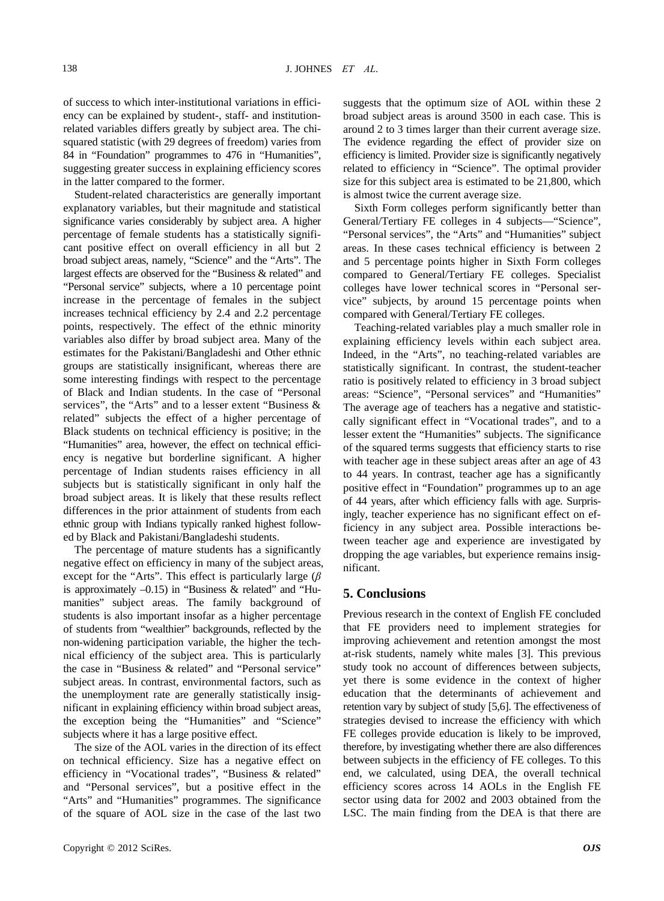of success to which inter-institutional variations in efficiency can be explained by student-, staff- and institution-related variables differs greatly by subject area. The chi-squared statistic (with 29 degrees of freedom) varies from 84 in "Foundation" programmes to 476 in "Humanities", suggesting greater success in explaining efficiency scores in the latter compared to the former.

Student-related characteristics are generally important explanatory variables, but their magnitude and statistical significance varies considerably by subject area. A higher percentage of female students has a statistically significant positive effect on overall efficiency in all but 2 broad subject areas, namely, "Science" and the "Arts". The largest effects are observed for the "Business & related" and "Personal service" subjects, where a 10 percentage point increase in the percentage of females in the subject increases technical efficiency by 2.4 and 2.2 percentage points, respectively. The effect of the ethnic minority variables also differ by broad subject area. Many of the estimates for the Pakistani/Bangladeshi and Other ethnic groups are statistically insignificant, whereas there are some interesting findings with respect to the percentage of Black and Indian students. In the case of "Personal services", the "Arts" and to a lesser extent "Business & related" subjects the effect of a higher percentage of Black students on technical efficiency is positive; in the "Humanities" area, however, the effect on technical efficiency is negative but borderline significant. A higher percentage of Indian students raises efficiency in all subjects but is statistically significant in only half the broad subject areas. It is likely that these results reflect differences in the prior attainment of students from each ethnic group with Indians typically ranked highest followed by Black and Pakistani/Bangladeshi students.

The percentage of mature students has a significantly negative effect on efficiency in many of the subject areas, except for the "Arts". This effect is particularly large ($\beta$ is approximately –0.15) in "Business & related" and "Humanities" subject areas. The family background of students is also important insofar as a higher percentage of students from "wealthier" backgrounds, reflected by the non-widening participation variable, the higher the technical efficiency of the subject area. This is particularly the case in "Business & related" and "Personal service" subject areas. In contrast, environmental factors, such as the unemployment rate are generally statistically insignificant in explaining efficiency within broad subject areas, the exception being the "Humanities" and "Science" subjects where it has a large positive effect.

The size of the AOL varies in the direction of its effect on technical efficiency. Size has a negative effect on efficiency in "Vocational trades", "Business & related" and "Personal services", but a positive effect in the "Arts" and "Humanities" programmes. The significance of the square of AOL size in the case of the last two suggests that the optimum size of AOL within these 2 broad subject areas is around 3500 in each case. This is around 2 to 3 times larger than their current average size. The evidence regarding the effect of provider size on efficiency is limited. Provider size is significantly negatively related to efficiency in "Science". The optimal provider size for this subject area is estimated to be 21,800, which is almost twice the current average size.

Sixth Form colleges perform significantly better than General/Tertiary FE colleges in 4 subjects—"Science", "Personal services", the "Arts" and "Humanities" subject areas. In these cases technical efficiency is between 2 and 5 percentage points higher in Sixth Form colleges compared to General/Tertiary FE colleges. Specialist colleges have lower technical scores in "Personal service" subjects, by around 15 percentage points when compared with General/Tertiary FE colleges.

Teaching-related variables play a much smaller role in explaining efficiency levels within each subject area. Indeed, in the "Arts", no teaching-related variables are statistically significant. In contrast, the student-teacher ratio is positively related to efficiency in 3 broad subject areas: "Science", "Personal services" and "Humanities" The average age of teachers has a negative and statistically significant effect in "Vocational trades", and to a lesser extent the "Humanities" subjects. The significance of the squared terms suggests that efficiency starts to rise with teacher age in these subject areas after an age of 43 to 44 years. In contrast, teacher age has a significantly positive effect in "Foundation" programmes up to an age of 44 years, after which efficiency falls with age. Surprisingly, teacher experience has no significant effect on efficiency in any subject area. Possible interactions between teacher age and experience are investigated by dropping the age variables, but experience remains insignificant.

## 5. Conclusions

Previous research in the context of English FE concluded that FE providers need to implement strategies for improving achievement and retention amongst the most at-risk students, namely white males [3]. This previous study took no account of differences between subjects, yet there is some evidence in the context of higher education that the determinants of achievement and retention vary by subject of study [5,6]. The effectiveness of strategies devised to increase the efficiency with which FE colleges provide education is likely to be improved, therefore, by investigating whether there are also differences between subjects in the efficiency of FE colleges. To this end, we calculated, using DEA, the overall technical efficiency scores across 14 AOLs in the English FE sector using data for 2002 and 2003 obtained from the LSC. The main finding from the DEA is that there are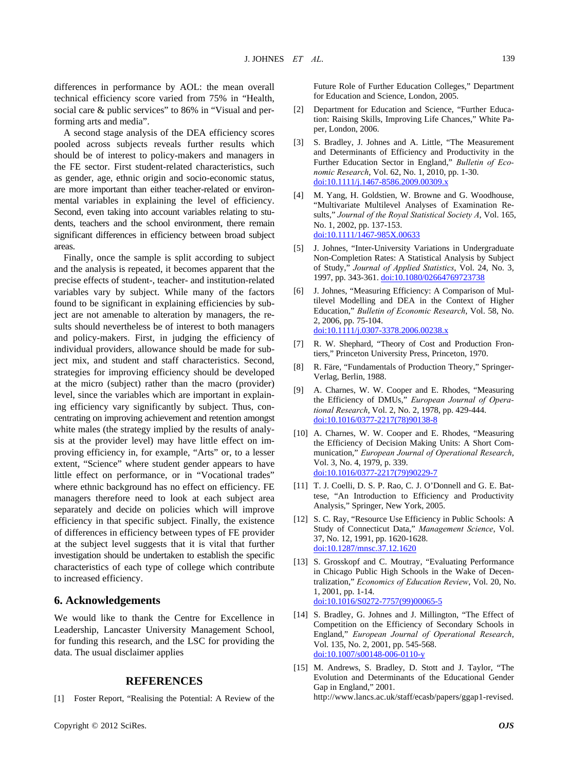differences in performance by AOL: the mean overall technical efficiency score varied from 75% in "Health, social care & public services" to 86% in "Visual and performing arts and media".

A second stage analysis of the DEA efficiency scores pooled across subjects reveals further results which should be of interest to policy-makers and managers in the FE sector. First student-related characteristics, such as gender, age, ethnic origin and socio-economic status, are more important than either teacher-related or environmental variables in explaining the level of efficiency. Second, even taking into account variables relating to students, teachers and the school environment, there remain significant differences in efficiency between broad subject areas.

Finally, once the sample is split according to subject and the analysis is repeated, it becomes apparent that the precise effects of student-, teacher- and institution-related variables vary by subject. While many of the factors found to be significant in explaining efficiencies by subject are not amenable to alteration by managers, the results should nevertheless be of interest to both managers and policy-makers. First, in judging the efficiency of individual providers, allowance should be made for subject mix, and student and staff characteristics. Second, strategies for improving efficiency should be developed at the micro (subject) rather than the macro (provider) level, since the variables which are important in explaining efficiency vary significantly by subject. Thus, concentrating on improving achievement and retention amongst white males (the strategy implied by the results of analysis at the provider level) may have little effect on improving efficiency in, for example, "Arts" or, to a lesser extent, "Science" where student gender appears to have little effect on performance, or in "Vocational trades" where ethnic background has no effect on efficiency. FE managers therefore need to look at each subject area separately and decide on policies which will improve efficiency in that specific subject. Finally, the existence of differences in efficiency between types of FE provider at the subject level suggests that it is vital that further investigation should be undertaken to establish the specific characteristics of each type of college which contribute to increased efficiency.

## 6. Acknowledgements

We would like to thank the Centre for Excellence in Leadership, Lancaster University Management School, for funding this research, and the LSC for providing the data. The usual disclaimer applies

## REFERENCES

[1] Foster Report, "Realising the Potential: A Review of the Future Role of Further Education Colleges," Department for Education and Science, London, 2005.

[2] Department for Education and Science, "Further Education: Raising Skills, Improving Life Chances," White Paper, London, 2006.

[3] S. Bradley, J. Johnes and A. Little, "The Measurement and Determinants of Efficiency and Productivity in the Further Education Sector in England," *Bulletin of Economic Research*, Vol. 62, No. 1, 2010, pp. 1-30. doi:10.1111/j.1467-8586.2009.00309.x

[4] M. Yang, H. Goldstien, W. Browne and G. Woodhouse, "Multivariate Multilevel Analyses of Examination Results," *Journal of the Royal Statistical Society A*, Vol. 165, No. 1, 2002, pp. 137-153. doi:10.1111/1467-985X.00633

[5] J. Johnes, "Inter-University Variations in Undergraduate Non-Completion Rates: A Statistical Analysis by Subject of Study," *Journal of Applied Statistics*, Vol. 24, No. 3, 1997, pp. 343-361. doi:10.1080/02664769723738

[6] J. Johnes, "Measuring Efficiency: A Comparison of Multilevel Modelling and DEA in the Context of Higher Education," *Bulletin of Economic Research*, Vol. 58, No. 2, 2006, pp. 75-104. doi:10.1111/j.0307-3378.2006.00238.x

[7] R. W. Shephard, "Theory of Cost and Production Frontiers," Princeton University Press, Princeton, 1970.

[8] R. Färe, "Fundamentals of Production Theory," Springer-Verlag, Berlin, 1988.

[9] A. Charnes, W. W. Cooper and E. Rhodes, "Measuring the Efficiency of DMUs," *European Journal of Operational Research*, Vol. 2, No. 2, 1978, pp. 429-444. doi:10.1016/0377-2217(78)90138-8

[10] A. Charnes, W. W. Cooper and E. Rhodes, "Measuring the Efficiency of Decision Making Units: A Short Communication," *European Journal of Operational Research*, Vol. 3, No. 4, 1979, p. 339. doi:10.1016/0377-2217(79)90229-7

[11] T. J. Coelli, D. S. P. Rao, C. J. O'Donnell and G. E. Battese, "An Introduction to Efficiency and Productivity Analysis," Springer, New York, 2005.

[12] S. C. Ray, "Resource Use Efficiency in Public Schools: A Study of Connecticut Data," *Management Science*, Vol. 37, No. 12, 1991, pp. 1620-1628. doi:10.1287/mnsc.37.12.1620

[13] S. Grosskopf and C. Moutray, "Evaluating Performance in Chicago Public High Schools in the Wake of Decentralization," *Economics of Education Review*, Vol. 20, No. 1, 2001, pp. 1-14. doi:10.1016/S0272-7757(99)00065-5

[14] S. Bradley, G. Johnes and J. Millington, "The Effect of Competition on the Efficiency of Secondary Schools in England," *European Journal of Operational Research*, Vol. 135, No. 2, 2001, pp. 545-568. doi:10.1007/s00148-006-0110-y

[15] M. Andrews, S. Bradley, D. Stott and J. Taylor, "The Evolution and Determinants of the Educational Gender Gap in England," 2001. http://www.lancs.ac.uk/staff/ecasb/papers/ggap1-revised.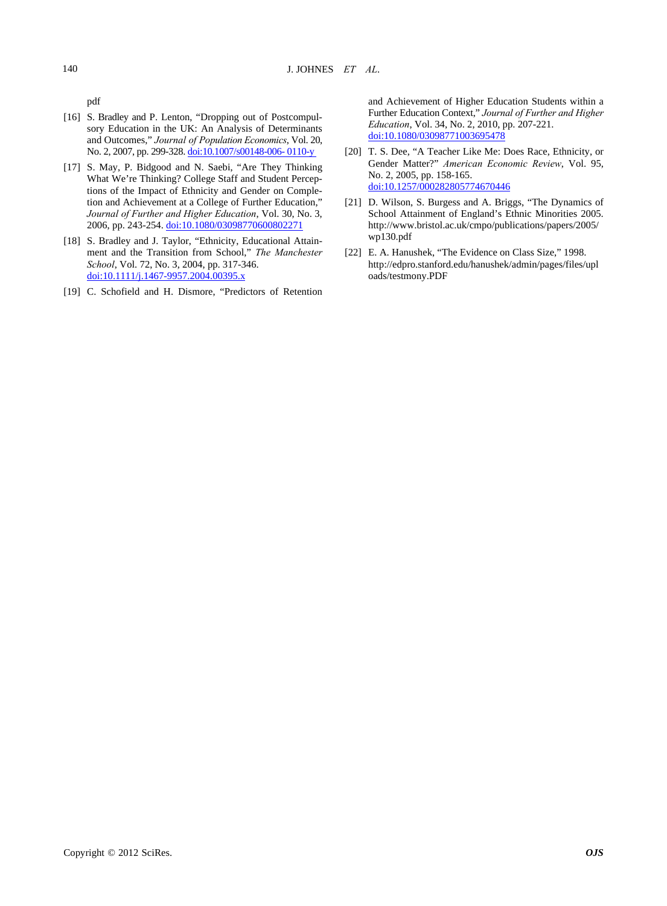pdf

[16] S. Bradley and P. Lenton, "Dropping out of Postcompulsory Education in the UK: An Analysis of Determinants and Outcomes," *Journal of Population Economics*, Vol. 20, No. 2, 2007, pp. 299-328. doi:10.1007/s00148-006- 0110-y

[17] S. May, P. Bidgood and N. Saebi, "Are They Thinking What We're Thinking? College Staff and Student Perceptions of the Impact of Ethnicity and Gender on Completion and Achievement at a College of Further Education," *Journal of Further and Higher Education*, Vol. 30, No. 3, 2006, pp. 243-254. doi:10.1080/03098770600802271

[18] S. Bradley and J. Taylor, "Ethnicity, Educational Attainment and the Transition from School," *The Manchester School*, Vol. 72, No. 3, 2004, pp. 317-346. doi:10.1111/j.1467-9957.2004.00395.x

[19] C. Schofield and H. Dismore, "Predictors of Retention and Achievement of Higher Education Students within a Further Education Context," *Journal of Further and Higher Education*, Vol. 34, No. 2, 2010, pp. 207-221. doi:10.1080/03098771003695478

[20] T. S. Dee, "A Teacher Like Me: Does Race, Ethnicity, or Gender Matter?" *American Economic Review*, Vol. 95, No. 2, 2005, pp. 158-165. doi:10.1257/000282805774670446

[21] D. Wilson, S. Burgess and A. Briggs, "The Dynamics of School Attainment of England's Ethnic Minorities 2005. http://www.bristol.ac.uk/cmpo/publications/papers/2005/wp130.pdf

[22] E. A. Hanushek, "The Evidence on Class Size," 1998. http://edpro.stanford.edu/hanushek/admin/pages/files/uploads/testmony.PDF